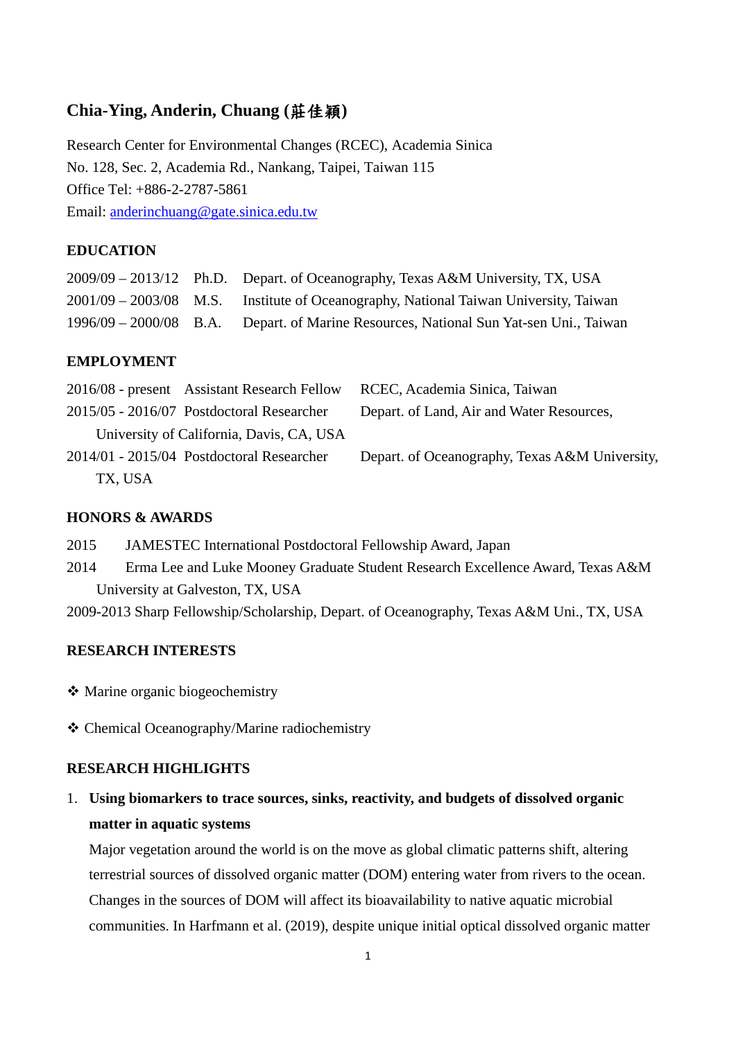# Chia-Ying, Anderin, Chuang (莊佳穎)

Research Center for Environmental Changes (RCEC), Academia Sinica
No. 128, Sec. 2, Academia Rd., Nankang, Taipei, Taiwan 115
Office Tel: +886-2-2787-5861
Email: anderinchuang@gate.sinica.edu.tw

## EDUCATION

| | | |
|---|---|---|
| 2009/09 – 2013/12 | Ph.D. | Depart. of Oceanography, Texas A&M University, TX, USA |
| 2001/09 – 2003/08 | M.S. | Institute of Oceanography, National Taiwan University, Taiwan |
| 1996/09 – 2000/08 | B.A. | Depart. of Marine Resources, National Sun Yat-sen Uni., Taiwan |

## EMPLOYMENT

| | | |
|---|---|---|
| 2016/08 - present | Assistant Research Fellow | RCEC, Academia Sinica, Taiwan |
| 2015/05 - 2016/07 | Postdoctoral Researcher | Depart. of Land, Air and Water Resources, University of California, Davis, CA, USA |
| 2014/01 - 2015/04 | Postdoctoral Researcher | Depart. of Oceanography, Texas A&M University, TX, USA |

## HONORS & AWARDS

2015 JAMESTEC International Postdoctoral Fellowship Award, Japan

2014 Erma Lee and Luke Mooney Graduate Student Research Excellence Award, Texas A&M University at Galveston, TX, USA

2009-2013 Sharp Fellowship/Scholarship, Depart. of Oceanography, Texas A&M Uni., TX, USA

## RESEARCH INTERESTS

- ❖ Marine organic biogeochemistry
- ❖ Chemical Oceanography/Marine radiochemistry

## RESEARCH HIGHLIGHTS

1. **Using biomarkers to trace sources, sinks, reactivity, and budgets of dissolved organic matter in aquatic systems**

   Major vegetation around the world is on the move as global climatic patterns shift, altering terrestrial sources of dissolved organic matter (DOM) entering water from rivers to the ocean. Changes in the sources of DOM will affect its bioavailability to native aquatic microbial communities. In Harfmann et al. (2019), despite unique initial optical dissolved organic matter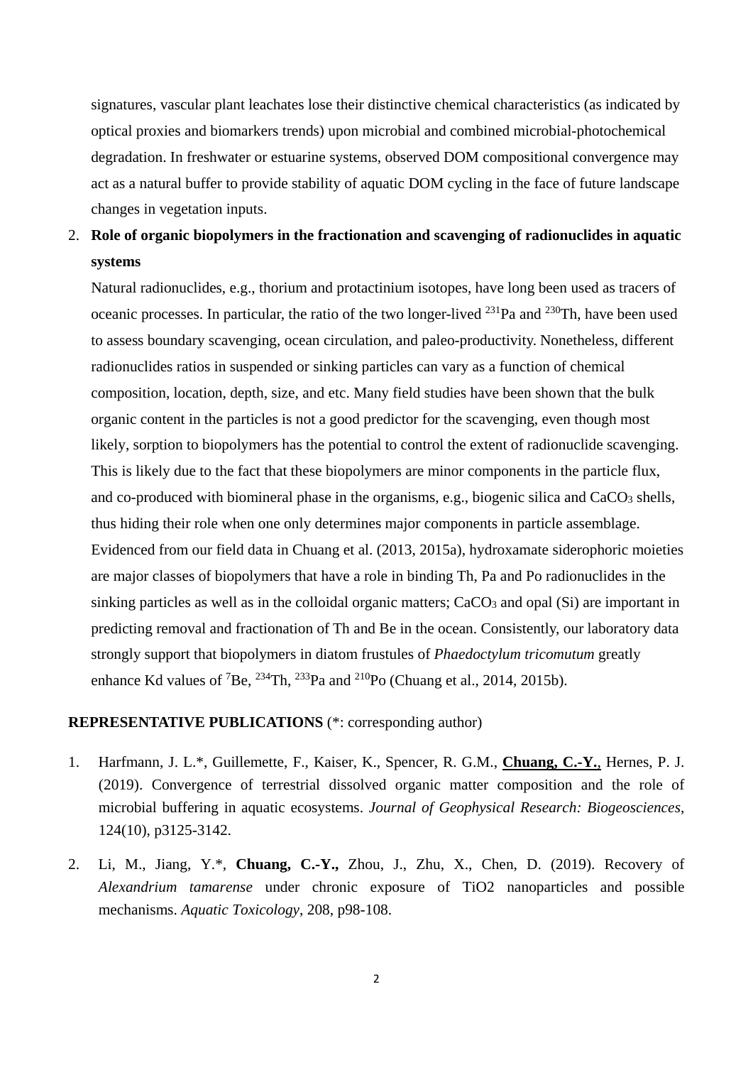signatures, vascular plant leachates lose their distinctive chemical characteristics (as indicated by optical proxies and biomarkers trends) upon microbial and combined microbial-photochemical degradation. In freshwater or estuarine systems, observed DOM compositional convergence may act as a natural buffer to provide stability of aquatic DOM cycling in the face of future landscape changes in vegetation inputs.

2. **Role of organic biopolymers in the fractionation and scavenging of radionuclides in aquatic systems**

   Natural radionuclides, e.g., thorium and protactinium isotopes, have long been used as tracers of oceanic processes. In particular, the ratio of the two longer-lived $^{231}$Pa and $^{230}$Th, have been used to assess boundary scavenging, ocean circulation, and paleo-productivity. Nonetheless, different radionuclides ratios in suspended or sinking particles can vary as a function of chemical composition, location, depth, size, and etc. Many field studies have been shown that the bulk organic content in the particles is not a good predictor for the scavenging, even though most likely, sorption to biopolymers has the potential to control the extent of radionuclide scavenging. This is likely due to the fact that these biopolymers are minor components in the particle flux, and co-produced with biomineral phase in the organisms, e.g., biogenic silica and $CaCO_3$ shells, thus hiding their role when one only determines major components in particle assemblage. Evidenced from our field data in Chuang et al. (2013, 2015a), hydroxamate siderophoric moieties are major classes of biopolymers that have a role in binding Th, Pa and Po radionuclides in the sinking particles as well as in the colloidal organic matters; $CaCO_3$ and opal (Si) are important in predicting removal and fractionation of Th and Be in the ocean. Consistently, our laboratory data strongly support that biopolymers in diatom frustules of *Phaedoctylum tricomutum* greatly enhance Kd values of $^{7}$Be, $^{234}$Th, $^{233}$Pa and $^{210}$Po (Chuang et al., 2014, 2015b).

**REPRESENTATIVE PUBLICATIONS** (*: corresponding author)

1. Harfmann, J. L.*, Guillemette, F., Kaiser, K., Spencer, R. G.M., **Chuang, C.-Y.**, Hernes, P. J. (2019). Convergence of terrestrial dissolved organic matter composition and the role of microbial buffering in aquatic ecosystems. *Journal of Geophysical Research: Biogeosciences*, 124(10), p3125-3142.

2. Li, M., Jiang, Y.*, **Chuang, C.-Y.,** Zhou, J., Zhu, X., Chen, D. (2019). Recovery of *Alexandrium tamarense* under chronic exposure of TiO2 nanoparticles and possible mechanisms. *Aquatic Toxicology*, 208, p98-108.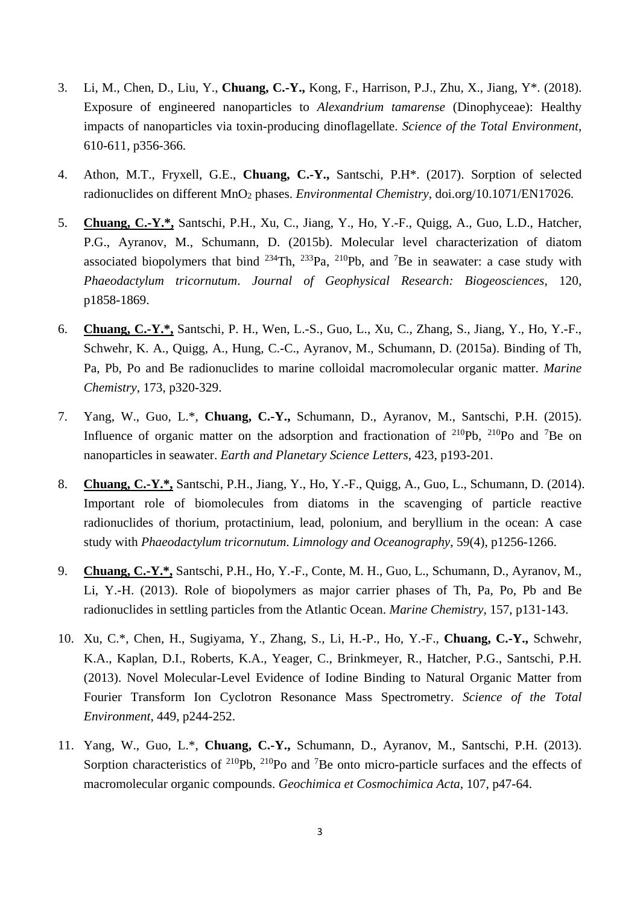3. Li, M., Chen, D., Liu, Y., **Chuang, C.-Y.,** Kong, F., Harrison, P.J., Zhu, X., Jiang, Y*. (2018). Exposure of engineered nanoparticles to *Alexandrium tamarense* (Dinophyceae): Healthy impacts of nanoparticles via toxin-producing dinoflagellate. *Science of the Total Environment*, 610-611, p356-366.

4. Athon, M.T., Fryxell, G.E., **Chuang, C.-Y.,** Santschi, P.H*. (2017). Sorption of selected radionuclides on different $MnO_2$ phases. *Environmental Chemistry*, doi.org/10.1071/EN17026.

5. **<u>Chuang, C.-Y.*,</u>** Santschi, P.H., Xu, C., Jiang, Y., Ho, Y.-F., Quigg, A., Guo, L.D., Hatcher, P.G., Ayranov, M., Schumann, D. (2015b). Molecular level characterization of diatom associated biopolymers that bind $^{234}$Th, $^{233}$Pa, $^{210}$Pb, and $^{7}$Be in seawater: a case study with *Phaeodactylum tricornutum*. *Journal of Geophysical Research: Biogeosciences*, 120, p1858-1869.

6. **<u>Chuang, C.-Y.*,</u>** Santschi, P. H., Wen, L.-S., Guo, L., Xu, C., Zhang, S., Jiang, Y., Ho, Y.-F., Schwehr, K. A., Quigg, A., Hung, C.-C., Ayranov, M., Schumann, D. (2015a). Binding of Th, Pa, Pb, Po and Be radionuclides to marine colloidal macromolecular organic matter. *Marine Chemistry*, 173, p320-329.

7. Yang, W., Guo, L.*, **Chuang, C.-Y.,** Schumann, D., Ayranov, M., Santschi, P.H. (2015). Influence of organic matter on the adsorption and fractionation of $^{210}$Pb, $^{210}$Po and $^{7}$Be on nanoparticles in seawater. *Earth and Planetary Science Letters*, 423, p193-201.

8. **<u>Chuang, C.-Y.*,</u>** Santschi, P.H., Jiang, Y., Ho, Y.-F., Quigg, A., Guo, L., Schumann, D. (2014). Important role of biomolecules from diatoms in the scavenging of particle reactive radionuclides of thorium, protactinium, lead, polonium, and beryllium in the ocean: A case study with *Phaeodactylum tricornutum*. *Limnology and Oceanography*, 59(4), p1256-1266.

9. **<u>Chuang, C.-Y.*,</u>** Santschi, P.H., Ho, Y.-F., Conte, M. H., Guo, L., Schumann, D., Ayranov, M., Li, Y.-H. (2013). Role of biopolymers as major carrier phases of Th, Pa, Po, Pb and Be radionuclides in settling particles from the Atlantic Ocean. *Marine Chemistry*, 157, p131-143.

10. Xu, C.*, Chen, H., Sugiyama, Y., Zhang, S., Li, H.-P., Ho, Y.-F., **Chuang, C.-Y.,** Schwehr, K.A., Kaplan, D.I., Roberts, K.A., Yeager, C., Brinkmeyer, R., Hatcher, P.G., Santschi, P.H. (2013). Novel Molecular-Level Evidence of Iodine Binding to Natural Organic Matter from Fourier Transform Ion Cyclotron Resonance Mass Spectrometry. *Science of the Total Environment*, 449, p244-252.

11. Yang, W., Guo, L.*, **Chuang, C.-Y.,** Schumann, D., Ayranov, M., Santschi, P.H. (2013). Sorption characteristics of $^{210}$Pb, $^{210}$Po and $^{7}$Be onto micro-particle surfaces and the effects of macromolecular organic compounds. *Geochimica et Cosmochimica Acta*, 107, p47-64.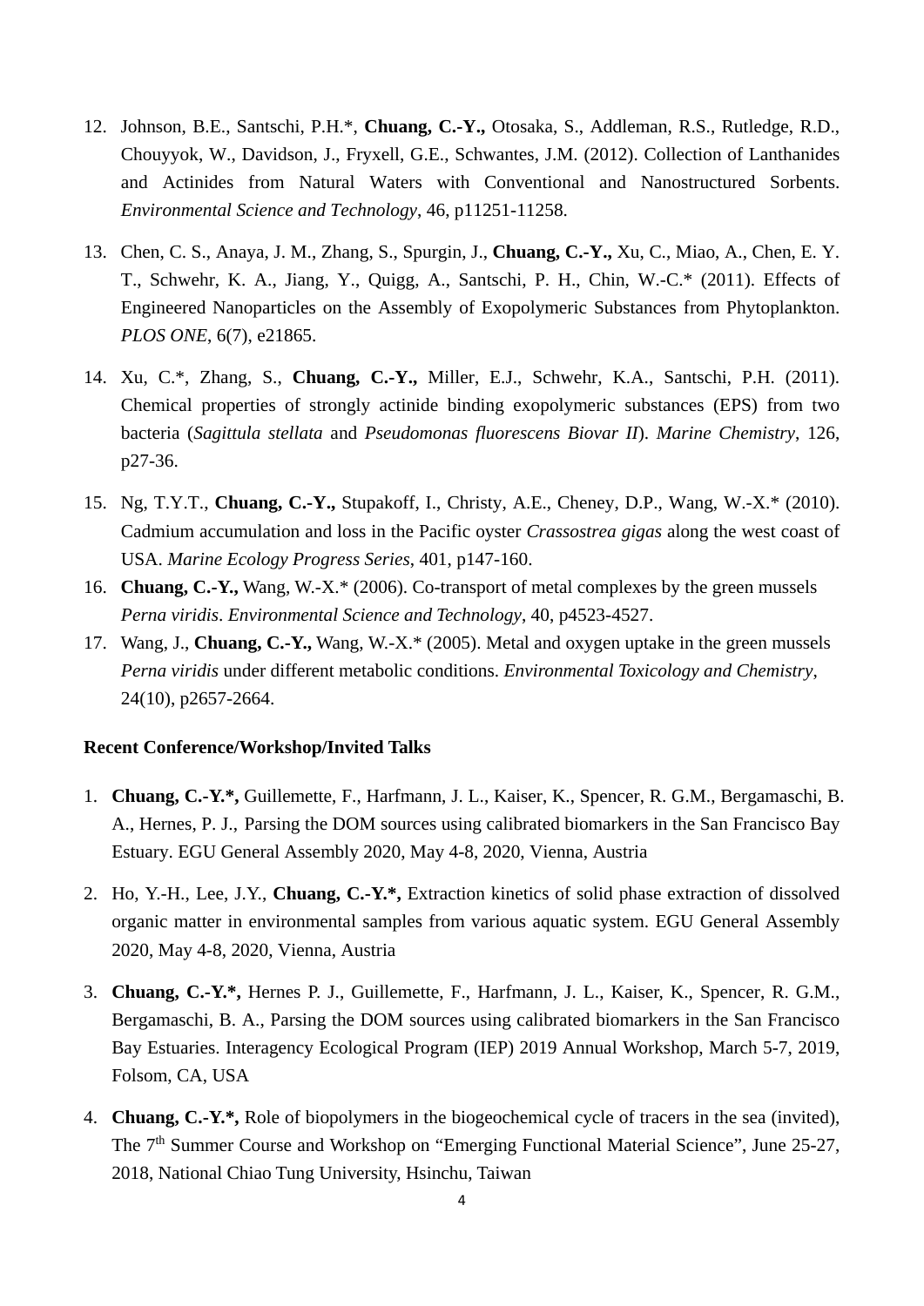12. Johnson, B.E., Santschi, P.H.*, **Chuang, C.-Y.,** Otosaka, S., Addleman, R.S., Rutledge, R.D., Chouyyok, W., Davidson, J., Fryxell, G.E., Schwantes, J.M. (2012). Collection of Lanthanides and Actinides from Natural Waters with Conventional and Nanostructured Sorbents. *Environmental Science and Technology*, 46, p11251-11258.

13. Chen, C. S., Anaya, J. M., Zhang, S., Spurgin, J., **Chuang, C.-Y.,** Xu, C., Miao, A., Chen, E. Y. T., Schwehr, K. A., Jiang, Y., Quigg, A., Santschi, P. H., Chin, W.-C.* (2011). Effects of Engineered Nanoparticles on the Assembly of Exopolymeric Substances from Phytoplankton. *PLOS ONE*, 6(7), e21865.

14. Xu, C.*, Zhang, S., **Chuang, C.-Y.,** Miller, E.J., Schwehr, K.A., Santschi, P.H. (2011). Chemical properties of strongly actinide binding exopolymeric substances (EPS) from two bacteria (*Sagittula stellata* and *Pseudomonas fluorescens Biovar II*). *Marine Chemistry*, 126, p27-36.

15. Ng, T.Y.T., **Chuang, C.-Y.,** Stupakoff, I., Christy, A.E., Cheney, D.P., Wang, W.-X.* (2010). Cadmium accumulation and loss in the Pacific oyster *Crassostrea gigas* along the west coast of USA. *Marine Ecology Progress Series*, 401, p147-160.

16. **Chuang, C.-Y.,** Wang, W.-X.* (2006). Co-transport of metal complexes by the green mussels *Perna viridis*. *Environmental Science and Technology*, 40, p4523-4527.

17. Wang, J., **Chuang, C.-Y.,** Wang, W.-X.* (2005). Metal and oxygen uptake in the green mussels *Perna viridis* under different metabolic conditions. *Environmental Toxicology and Chemistry*, 24(10), p2657-2664.

**Recent Conference/Workshop/Invited Talks**

1. **Chuang, C.-Y.*,** Guillemette, F., Harfmann, J. L., Kaiser, K., Spencer, R. G.M., Bergamaschi, B. A., Hernes, P. J., Parsing the DOM sources using calibrated biomarkers in the San Francisco Bay Estuary. EGU General Assembly 2020, May 4-8, 2020, Vienna, Austria

2. Ho, Y.-H., Lee, J.Y., **Chuang, C.-Y.*,** Extraction kinetics of solid phase extraction of dissolved organic matter in environmental samples from various aquatic system. EGU General Assembly 2020, May 4-8, 2020, Vienna, Austria

3. **Chuang, C.-Y.*,** Hernes P. J., Guillemette, F., Harfmann, J. L., Kaiser, K., Spencer, R. G.M., Bergamaschi, B. A., Parsing the DOM sources using calibrated biomarkers in the San Francisco Bay Estuaries. Interagency Ecological Program (IEP) 2019 Annual Workshop, March 5-7, 2019, Folsom, CA, USA

4. **Chuang, C.-Y.*,** Role of biopolymers in the biogeochemical cycle of tracers in the sea (invited), The 7th Summer Course and Workshop on "Emerging Functional Material Science", June 25-27, 2018, National Chiao Tung University, Hsinchu, Taiwan